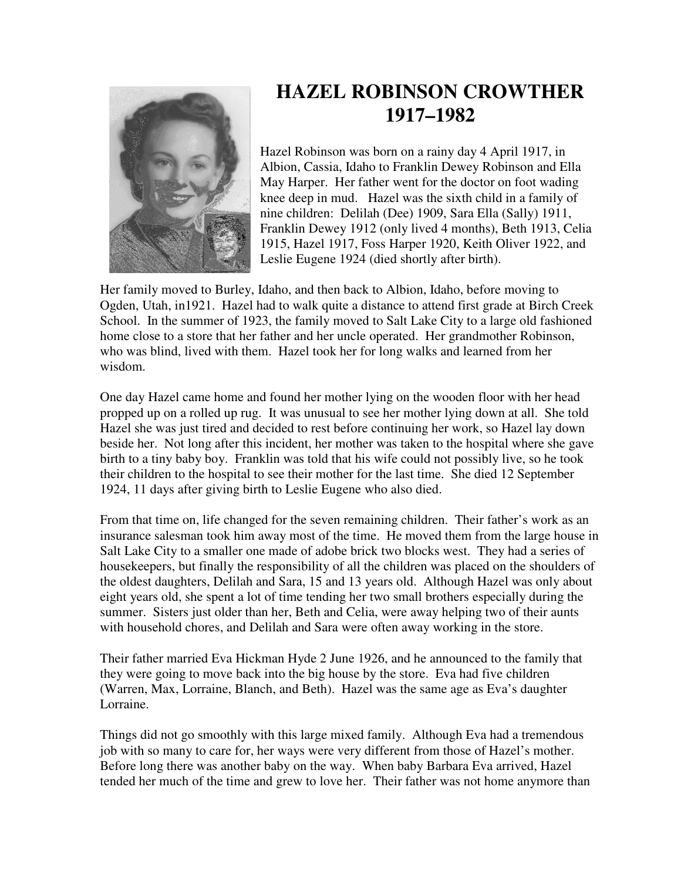# HAZEL ROBINSON CROWTHER
# 1917–1982

Hazel Robinson was born on a rainy day 4 April 1917, in Albion, Cassia, Idaho to Franklin Dewey Robinson and Ella May Harper. Her father went for the doctor on foot wading knee deep in mud. Hazel was the sixth child in a family of nine children: Delilah (Dee) 1909, Sara Ella (Sally) 1911, Franklin Dewey 1912 (only lived 4 months), Beth 1913, Celia 1915, Hazel 1917, Foss Harper 1920, Keith Oliver 1922, and Leslie Eugene 1924 (died shortly after birth).

Her family moved to Burley, Idaho, and then back to Albion, Idaho, before moving to Ogden, Utah, in1921. Hazel had to walk quite a distance to attend first grade at Birch Creek School. In the summer of 1923, the family moved to Salt Lake City to a large old fashioned home close to a store that her father and her uncle operated. Her grandmother Robinson, who was blind, lived with them. Hazel took her for long walks and learned from her wisdom.

One day Hazel came home and found her mother lying on the wooden floor with her head propped up on a rolled up rug. It was unusual to see her mother lying down at all. She told Hazel she was just tired and decided to rest before continuing her work, so Hazel lay down beside her. Not long after this incident, her mother was taken to the hospital where she gave birth to a tiny baby boy. Franklin was told that his wife could not possibly live, so he took their children to the hospital to see their mother for the last time. She died 12 September 1924, 11 days after giving birth to Leslie Eugene who also died.

From that time on, life changed for the seven remaining children. Their father's work as an insurance salesman took him away most of the time. He moved them from the large house in Salt Lake City to a smaller one made of adobe brick two blocks west. They had a series of housekeepers, but finally the responsibility of all the children was placed on the shoulders of the oldest daughters, Delilah and Sara, 15 and 13 years old. Although Hazel was only about eight years old, she spent a lot of time tending her two small brothers especially during the summer. Sisters just older than her, Beth and Celia, were away helping two of their aunts with household chores, and Delilah and Sara were often away working in the store.

Their father married Eva Hickman Hyde 2 June 1926, and he announced to the family that they were going to move back into the big house by the store. Eva had five children (Warren, Max, Lorraine, Blanch, and Beth). Hazel was the same age as Eva's daughter Lorraine.

Things did not go smoothly with this large mixed family. Although Eva had a tremendous job with so many to care for, her ways were very different from those of Hazel's mother. Before long there was another baby on the way. When baby Barbara Eva arrived, Hazel tended her much of the time and grew to love her. Their father was not home anymore than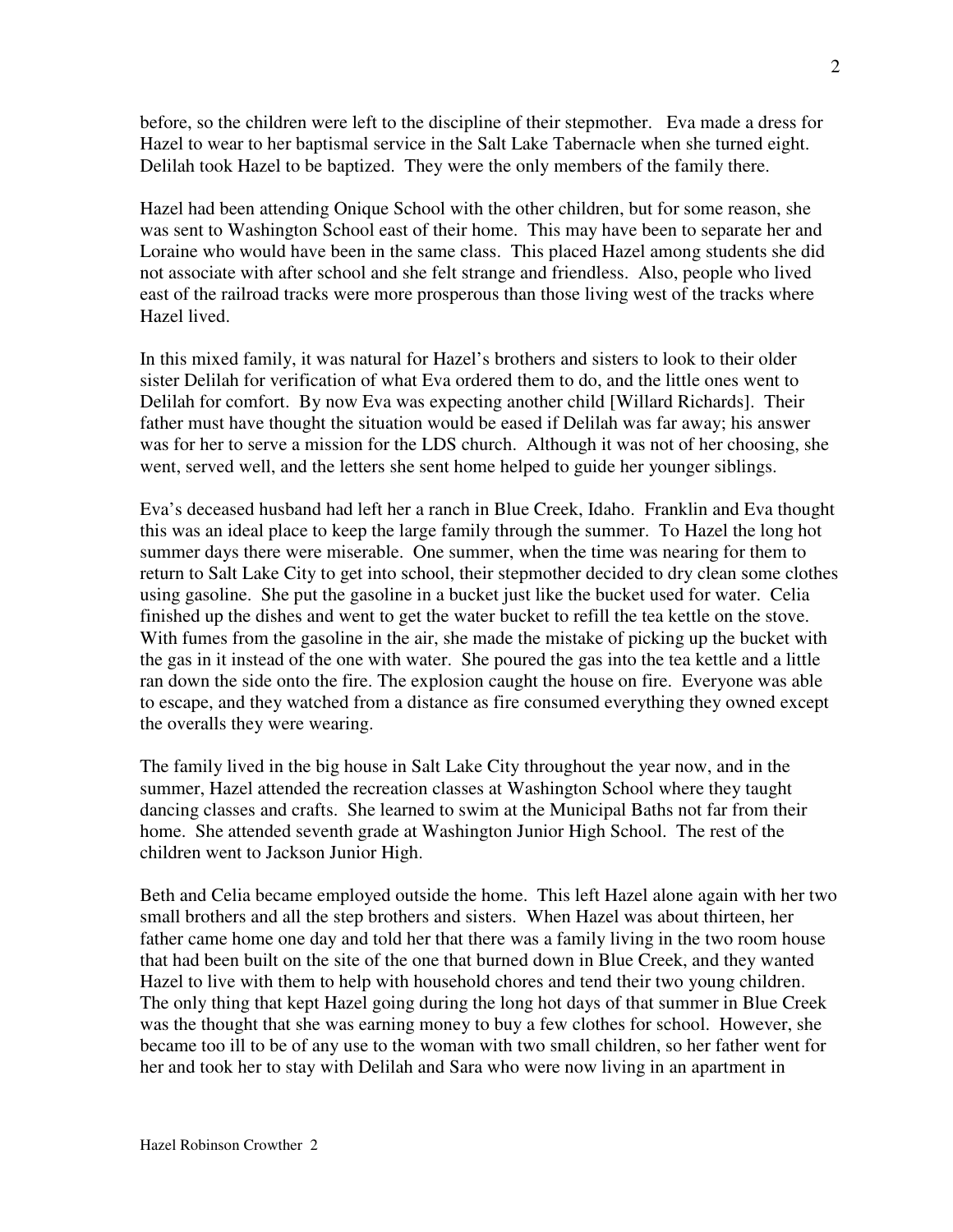before, so the children were left to the discipline of their stepmother. Eva made a dress for Hazel to wear to her baptismal service in the Salt Lake Tabernacle when she turned eight. Delilah took Hazel to be baptized. They were the only members of the family there.

Hazel had been attending Onique School with the other children, but for some reason, she was sent to Washington School east of their home. This may have been to separate her and Loraine who would have been in the same class. This placed Hazel among students she did not associate with after school and she felt strange and friendless. Also, people who lived east of the railroad tracks were more prosperous than those living west of the tracks where Hazel lived.

In this mixed family, it was natural for Hazel's brothers and sisters to look to their older sister Delilah for verification of what Eva ordered them to do, and the little ones went to Delilah for comfort. By now Eva was expecting another child [Willard Richards]. Their father must have thought the situation would be eased if Delilah was far away; his answer was for her to serve a mission for the LDS church. Although it was not of her choosing, she went, served well, and the letters she sent home helped to guide her younger siblings.

Eva's deceased husband had left her a ranch in Blue Creek, Idaho. Franklin and Eva thought this was an ideal place to keep the large family through the summer. To Hazel the long hot summer days there were miserable. One summer, when the time was nearing for them to return to Salt Lake City to get into school, their stepmother decided to dry clean some clothes using gasoline. She put the gasoline in a bucket just like the bucket used for water. Celia finished up the dishes and went to get the water bucket to refill the tea kettle on the stove. With fumes from the gasoline in the air, she made the mistake of picking up the bucket with the gas in it instead of the one with water. She poured the gas into the tea kettle and a little ran down the side onto the fire. The explosion caught the house on fire. Everyone was able to escape, and they watched from a distance as fire consumed everything they owned except the overalls they were wearing.

The family lived in the big house in Salt Lake City throughout the year now, and in the summer, Hazel attended the recreation classes at Washington School where they taught dancing classes and crafts. She learned to swim at the Municipal Baths not far from their home. She attended seventh grade at Washington Junior High School. The rest of the children went to Jackson Junior High.

Beth and Celia became employed outside the home. This left Hazel alone again with her two small brothers and all the step brothers and sisters. When Hazel was about thirteen, her father came home one day and told her that there was a family living in the two room house that had been built on the site of the one that burned down in Blue Creek, and they wanted Hazel to live with them to help with household chores and tend their two young children. The only thing that kept Hazel going during the long hot days of that summer in Blue Creek was the thought that she was earning money to buy a few clothes for school. However, she became too ill to be of any use to the woman with two small children, so her father went for her and took her to stay with Delilah and Sara who were now living in an apartment in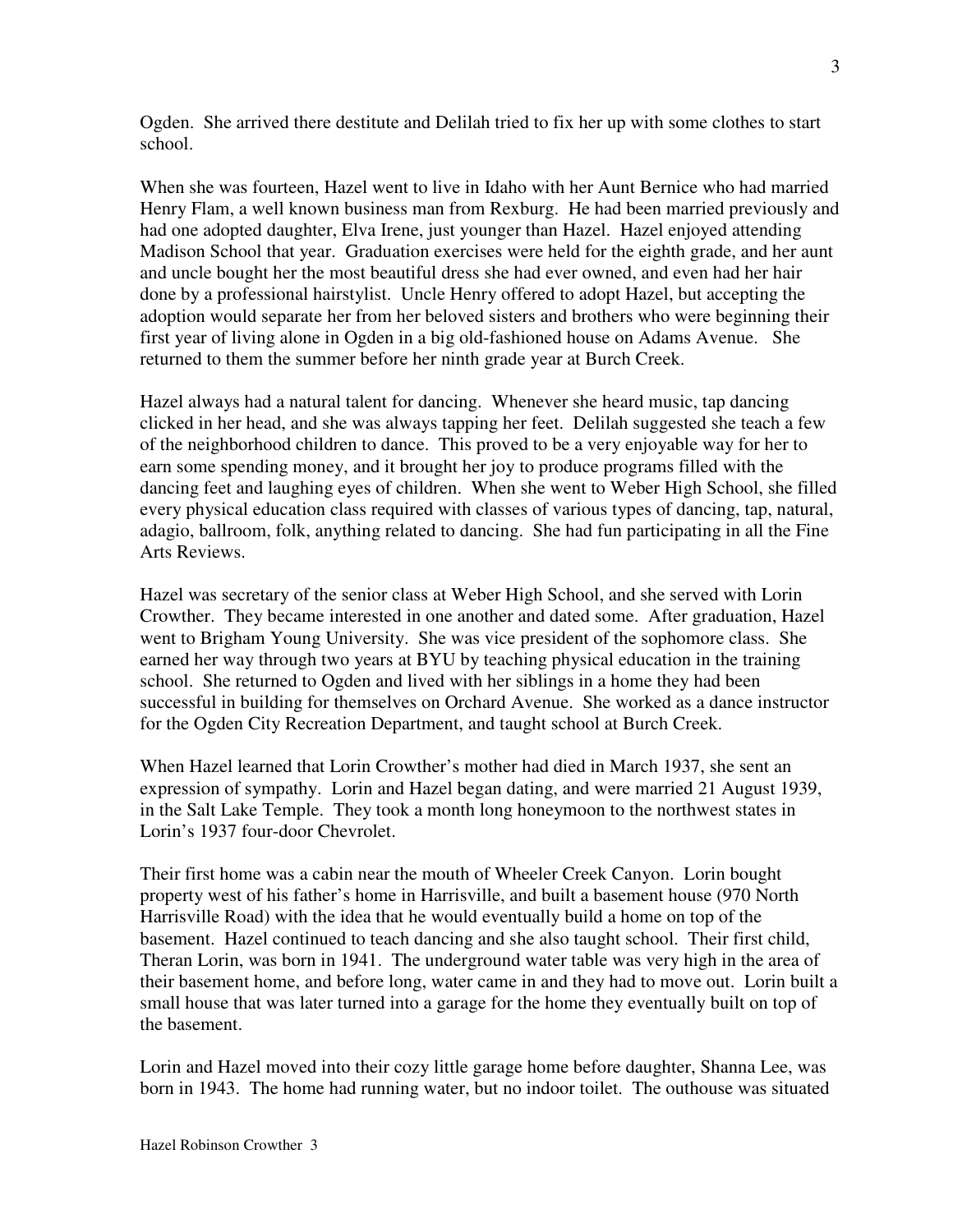Ogden. She arrived there destitute and Delilah tried to fix her up with some clothes to start school.

When she was fourteen, Hazel went to live in Idaho with her Aunt Bernice who had married Henry Flam, a well known business man from Rexburg. He had been married previously and had one adopted daughter, Elva Irene, just younger than Hazel. Hazel enjoyed attending Madison School that year. Graduation exercises were held for the eighth grade, and her aunt and uncle bought her the most beautiful dress she had ever owned, and even had her hair done by a professional hairstylist. Uncle Henry offered to adopt Hazel, but accepting the adoption would separate her from her beloved sisters and brothers who were beginning their first year of living alone in Ogden in a big old-fashioned house on Adams Avenue. She returned to them the summer before her ninth grade year at Burch Creek.

Hazel always had a natural talent for dancing. Whenever she heard music, tap dancing clicked in her head, and she was always tapping her feet. Delilah suggested she teach a few of the neighborhood children to dance. This proved to be a very enjoyable way for her to earn some spending money, and it brought her joy to produce programs filled with the dancing feet and laughing eyes of children. When she went to Weber High School, she filled every physical education class required with classes of various types of dancing, tap, natural, adagio, ballroom, folk, anything related to dancing. She had fun participating in all the Fine Arts Reviews.

Hazel was secretary of the senior class at Weber High School, and she served with Lorin Crowther. They became interested in one another and dated some. After graduation, Hazel went to Brigham Young University. She was vice president of the sophomore class. She earned her way through two years at BYU by teaching physical education in the training school. She returned to Ogden and lived with her siblings in a home they had been successful in building for themselves on Orchard Avenue. She worked as a dance instructor for the Ogden City Recreation Department, and taught school at Burch Creek.

When Hazel learned that Lorin Crowther's mother had died in March 1937, she sent an expression of sympathy. Lorin and Hazel began dating, and were married 21 August 1939, in the Salt Lake Temple. They took a month long honeymoon to the northwest states in Lorin's 1937 four-door Chevrolet.

Their first home was a cabin near the mouth of Wheeler Creek Canyon. Lorin bought property west of his father's home in Harrisville, and built a basement house (970 North Harrisville Road) with the idea that he would eventually build a home on top of the basement. Hazel continued to teach dancing and she also taught school. Their first child, Theran Lorin, was born in 1941. The underground water table was very high in the area of their basement home, and before long, water came in and they had to move out. Lorin built a small house that was later turned into a garage for the home they eventually built on top of the basement.

Lorin and Hazel moved into their cozy little garage home before daughter, Shanna Lee, was born in 1943. The home had running water, but no indoor toilet. The outhouse was situated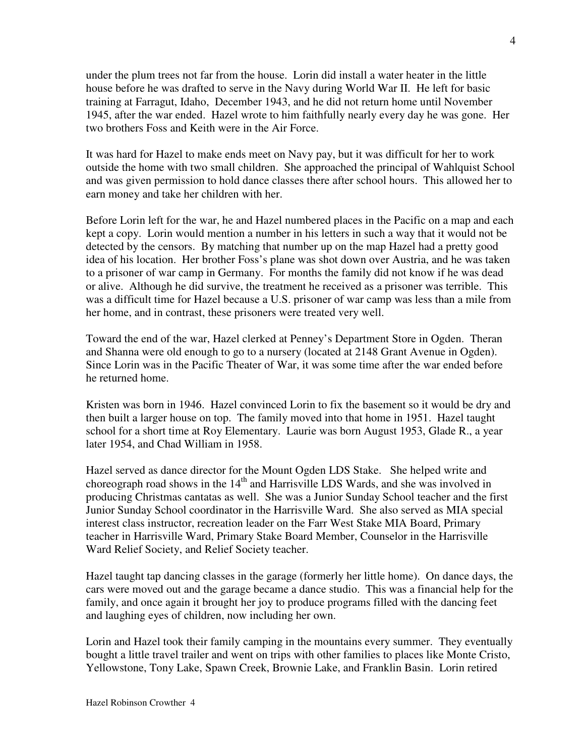under the plum trees not far from the house. Lorin did install a water heater in the little house before he was drafted to serve in the Navy during World War II. He left for basic training at Farragut, Idaho, December 1943, and he did not return home until November 1945, after the war ended. Hazel wrote to him faithfully nearly every day he was gone. Her two brothers Foss and Keith were in the Air Force.

It was hard for Hazel to make ends meet on Navy pay, but it was difficult for her to work outside the home with two small children. She approached the principal of Wahlquist School and was given permission to hold dance classes there after school hours. This allowed her to earn money and take her children with her.

Before Lorin left for the war, he and Hazel numbered places in the Pacific on a map and each kept a copy. Lorin would mention a number in his letters in such a way that it would not be detected by the censors. By matching that number up on the map Hazel had a pretty good idea of his location. Her brother Foss's plane was shot down over Austria, and he was taken to a prisoner of war camp in Germany. For months the family did not know if he was dead or alive. Although he did survive, the treatment he received as a prisoner was terrible. This was a difficult time for Hazel because a U.S. prisoner of war camp was less than a mile from her home, and in contrast, these prisoners were treated very well.

Toward the end of the war, Hazel clerked at Penney's Department Store in Ogden. Theran and Shanna were old enough to go to a nursery (located at 2148 Grant Avenue in Ogden). Since Lorin was in the Pacific Theater of War, it was some time after the war ended before he returned home.

Kristen was born in 1946. Hazel convinced Lorin to fix the basement so it would be dry and then built a larger house on top. The family moved into that home in 1951. Hazel taught school for a short time at Roy Elementary. Laurie was born August 1953, Glade R., a year later 1954, and Chad William in 1958.

Hazel served as dance director for the Mount Ogden LDS Stake. She helped write and choreograph road shows in the 14th and Harrisville LDS Wards, and she was involved in producing Christmas cantatas as well. She was a Junior Sunday School teacher and the first Junior Sunday School coordinator in the Harrisville Ward. She also served as MIA special interest class instructor, recreation leader on the Farr West Stake MIA Board, Primary teacher in Harrisville Ward, Primary Stake Board Member, Counselor in the Harrisville Ward Relief Society, and Relief Society teacher.

Hazel taught tap dancing classes in the garage (formerly her little home). On dance days, the cars were moved out and the garage became a dance studio. This was a financial help for the family, and once again it brought her joy to produce programs filled with the dancing feet and laughing eyes of children, now including her own.

Lorin and Hazel took their family camping in the mountains every summer. They eventually bought a little travel trailer and went on trips with other families to places like Monte Cristo, Yellowstone, Tony Lake, Spawn Creek, Brownie Lake, and Franklin Basin. Lorin retired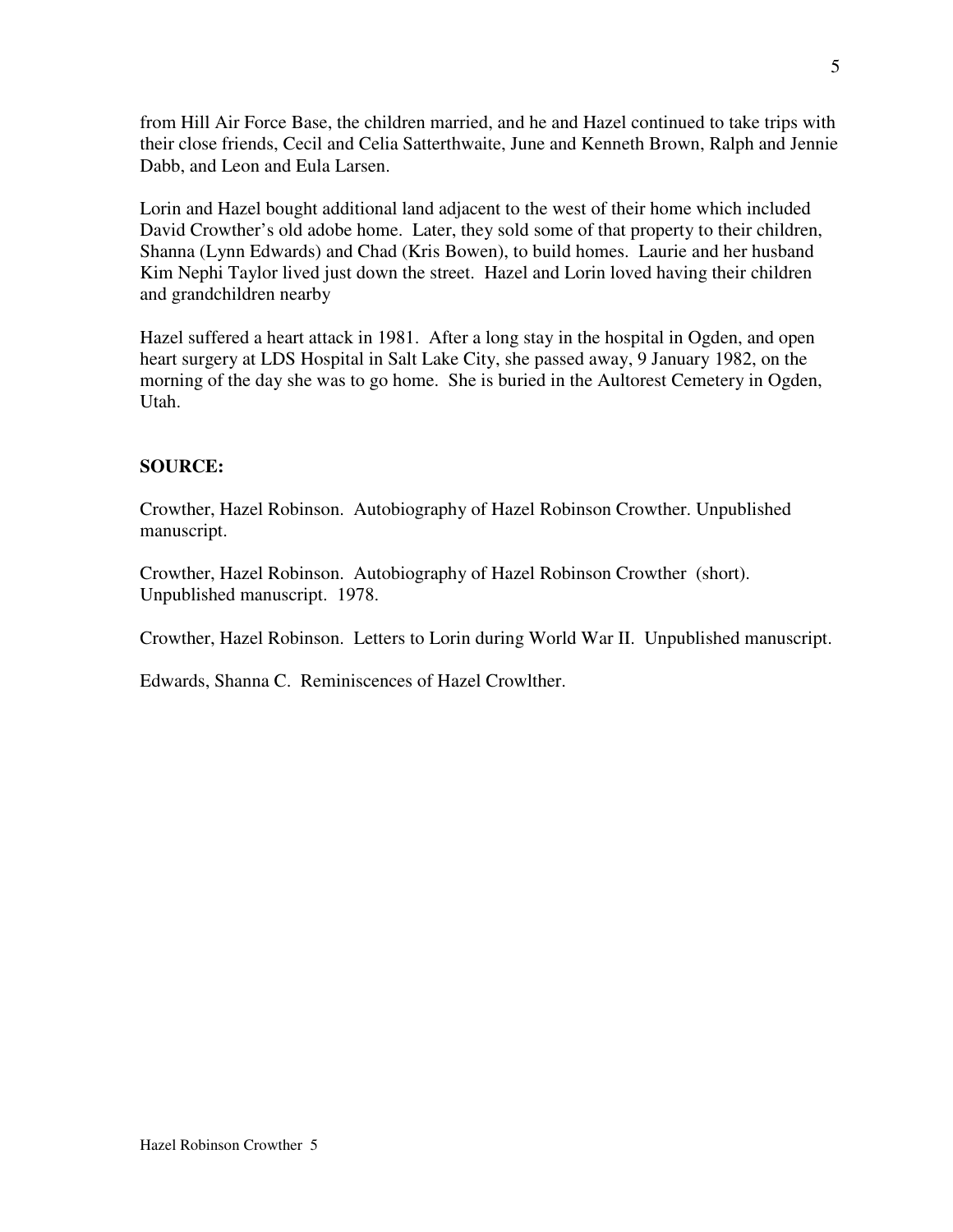from Hill Air Force Base, the children married, and he and Hazel continued to take trips with their close friends, Cecil and Celia Satterthwaite, June and Kenneth Brown, Ralph and Jennie Dabb, and Leon and Eula Larsen.

Lorin and Hazel bought additional land adjacent to the west of their home which included David Crowther's old adobe home. Later, they sold some of that property to their children, Shanna (Lynn Edwards) and Chad (Kris Bowen), to build homes. Laurie and her husband Kim Nephi Taylor lived just down the street. Hazel and Lorin loved having their children and grandchildren nearby

Hazel suffered a heart attack in 1981. After a long stay in the hospital in Ogden, and open heart surgery at LDS Hospital in Salt Lake City, she passed away, 9 January 1982, on the morning of the day she was to go home. She is buried in the Aultorest Cemetery in Ogden, Utah.

**SOURCE:**

Crowther, Hazel Robinson. Autobiography of Hazel Robinson Crowther. Unpublished manuscript.

Crowther, Hazel Robinson. Autobiography of Hazel Robinson Crowther (short). Unpublished manuscript. 1978.

Crowther, Hazel Robinson. Letters to Lorin during World War II. Unpublished manuscript.

Edwards, Shanna C. Reminiscences of Hazel Crowlther.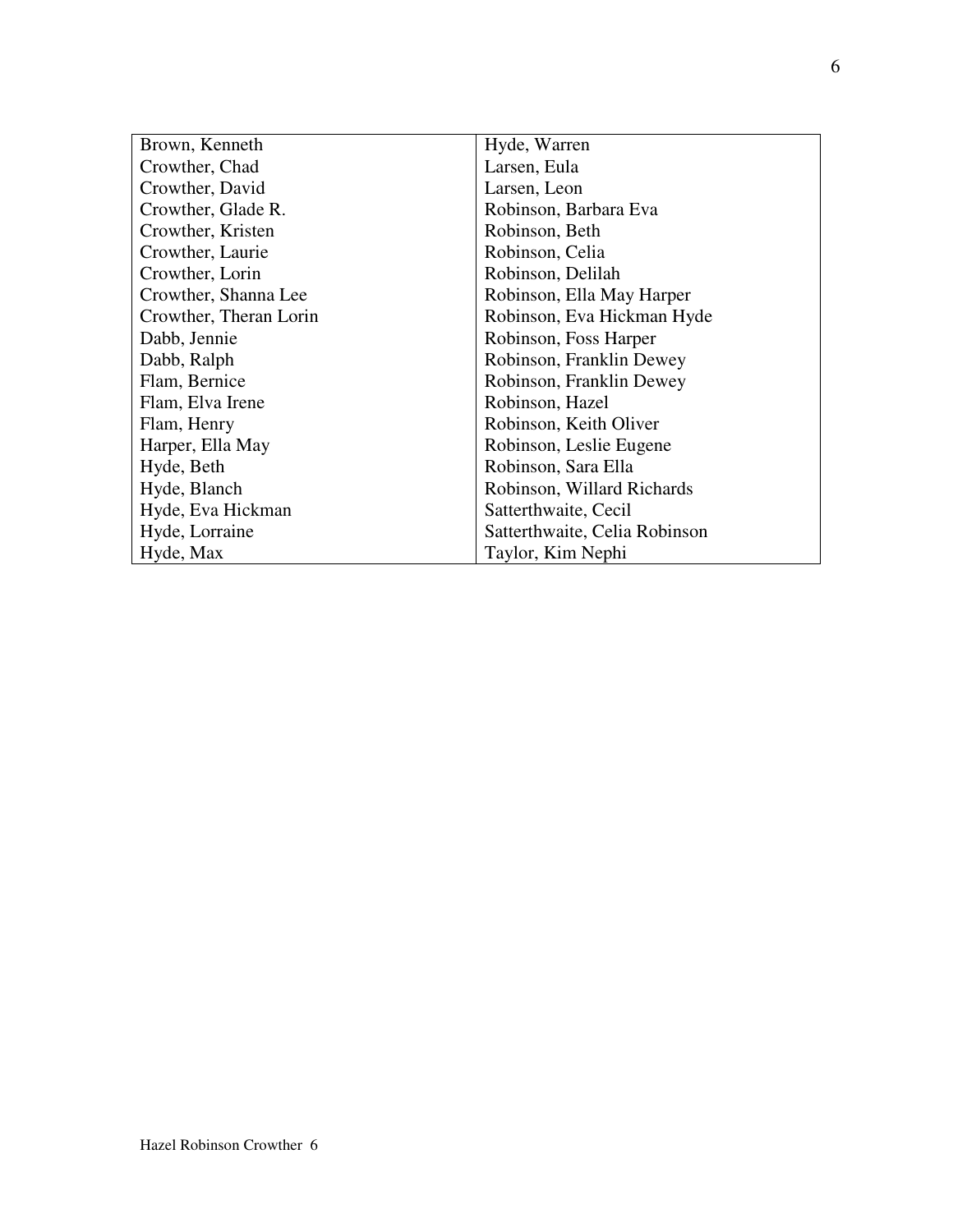| | |
|---|---|
| Brown, Kenneth | Hyde, Warren |
| Crowther, Chad | Larsen, Eula |
| Crowther, David | Larsen, Leon |
| Crowther, Glade R. | Robinson, Barbara Eva |
| Crowther, Kristen | Robinson, Beth |
| Crowther, Laurie | Robinson, Celia |
| Crowther, Lorin | Robinson, Delilah |
| Crowther, Shanna Lee | Robinson, Ella May Harper |
| Crowther, Theran Lorin | Robinson, Eva Hickman Hyde |
| Dabb, Jennie | Robinson, Foss Harper |
| Dabb, Ralph | Robinson, Franklin Dewey |
| Flam, Bernice | Robinson, Franklin Dewey |
| Flam, Elva Irene | Robinson, Hazel |
| Flam, Henry | Robinson, Keith Oliver |
| Harper, Ella May | Robinson, Leslie Eugene |
| Hyde, Beth | Robinson, Sara Ella |
| Hyde, Blanch | Robinson, Willard Richards |
| Hyde, Eva Hickman | Satterthwaite, Cecil |
| Hyde, Lorraine | Satterthwaite, Celia Robinson |
| Hyde, Max | Taylor, Kim Nephi |